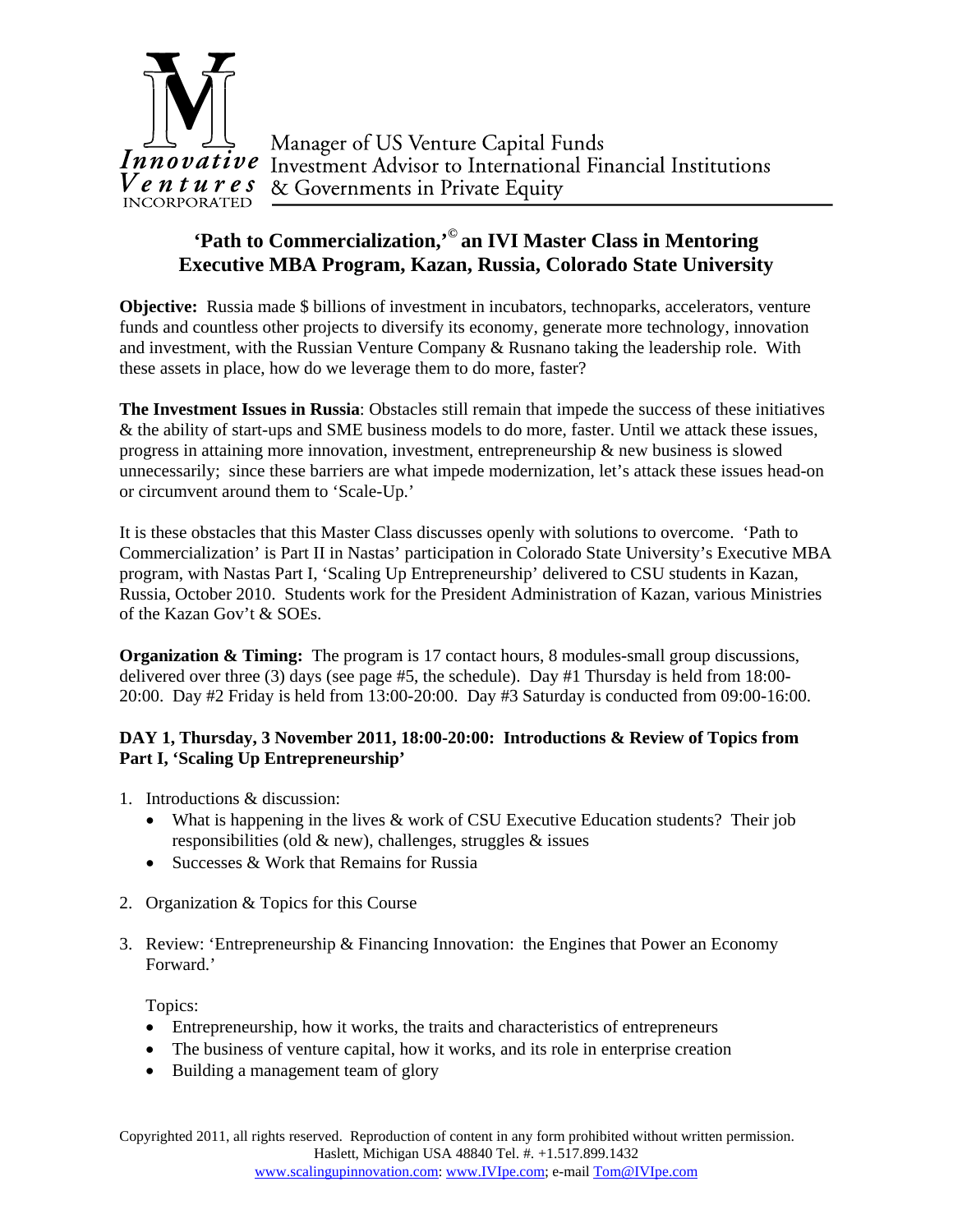Innovative Ventures INCORPORATED

Manager of US Venture Capital Funds
Investment Advisor to International Financial Institutions
& Governments in Private Equity

## 'Path to Commercialization,'© an IVI Master Class in Mentoring Executive MBA Program, Kazan, Russia, Colorado State University

**Objective:** Russia made $ billions of investment in incubators, technoparks, accelerators, venture funds and countless other projects to diversify its economy, generate more technology, innovation and investment, with the Russian Venture Company & Rusnano taking the leadership role. With these assets in place, how do we leverage them to do more, faster?

**The Investment Issues in Russia**: Obstacles still remain that impede the success of these initiatives & the ability of start-ups and SME business models to do more, faster. Until we attack these issues, progress in attaining more innovation, investment, entrepreneurship & new business is slowed unnecessarily; since these barriers are what impede modernization, let's attack these issues head-on or circumvent around them to 'Scale-Up.'

It is these obstacles that this Master Class discusses openly with solutions to overcome. 'Path to Commercialization' is Part II in Nastas' participation in Colorado State University's Executive MBA program, with Nastas Part I, 'Scaling Up Entrepreneurship' delivered to CSU students in Kazan, Russia, October 2010. Students work for the President Administration of Kazan, various Ministries of the Kazan Gov't & SOEs.

**Organization & Timing:** The program is 17 contact hours, 8 modules-small group discussions, delivered over three (3) days (see page #5, the schedule). Day #1 Thursday is held from 18:00-20:00. Day #2 Friday is held from 13:00-20:00. Day #3 Saturday is conducted from 09:00-16:00.

**DAY 1, Thursday, 3 November 2011, 18:00-20:00: Introductions & Review of Topics from Part I, 'Scaling Up Entrepreneurship'**

1. Introductions & discussion:
   - What is happening in the lives & work of CSU Executive Education students? Their job responsibilities (old & new), challenges, struggles & issues
   - Successes & Work that Remains for Russia

2. Organization & Topics for this Course

3. Review: 'Entrepreneurship & Financing Innovation: the Engines that Power an Economy Forward.'

   Topics:
   - Entrepreneurship, how it works, the traits and characteristics of entrepreneurs
   - The business of venture capital, how it works, and its role in enterprise creation
   - Building a management team of glory

Copyrighted 2011, all rights reserved. Reproduction of content in any form prohibited without written permission.
Haslett, Michigan USA 48840 Tel. #. +1.517.899.1432
www.scalingupinnovation.com: www.IVIpe.com; e-mail Tom@IVIpe.com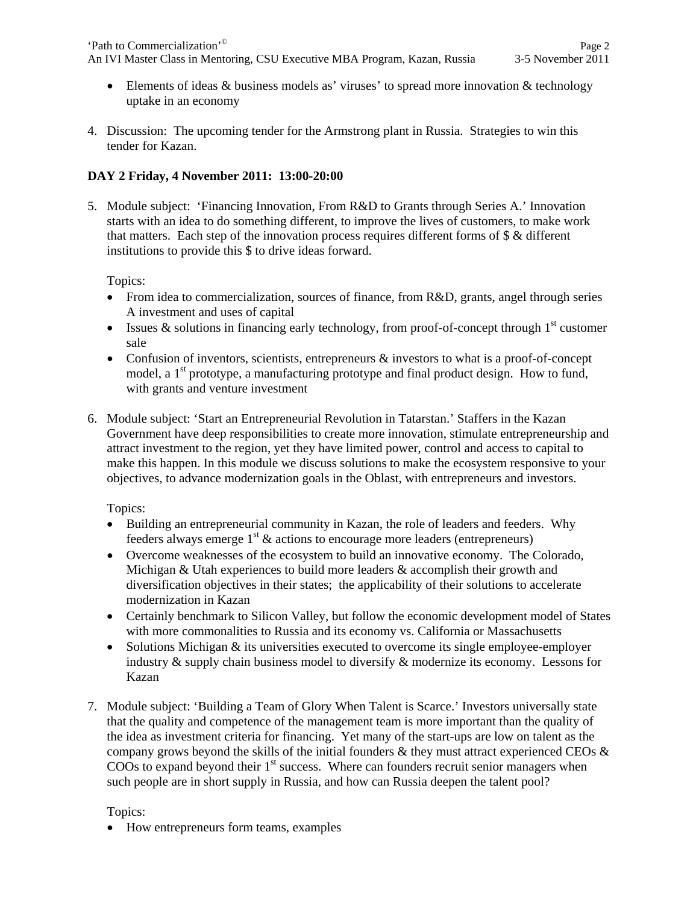- Elements of ideas & business models as' viruses' to spread more innovation & technology uptake in an economy

4. Discussion: The upcoming tender for the Armstrong plant in Russia. Strategies to win this tender for Kazan.

**DAY 2 Friday, 4 November 2011: 13:00-20:00**

5. Module subject: 'Financing Innovation, From R&D to Grants through Series A.' Innovation starts with an idea to do something different, to improve the lives of customers, to make work that matters. Each step of the innovation process requires different forms of $ & different institutions to provide this $ to drive ideas forward.

   Topics:
   - From idea to commercialization, sources of finance, from R&D, grants, angel through series A investment and uses of capital
   - Issues & solutions in financing early technology, from proof-of-concept through 1st customer sale
   - Confusion of inventors, scientists, entrepreneurs & investors to what is a proof-of-concept model, a 1st prototype, a manufacturing prototype and final product design. How to fund, with grants and venture investment

6. Module subject: 'Start an Entrepreneurial Revolution in Tatarstan.' Staffers in the Kazan Government have deep responsibilities to create more innovation, stimulate entrepreneurship and attract investment to the region, yet they have limited power, control and access to capital to make this happen. In this module we discuss solutions to make the ecosystem responsive to your objectives, to advance modernization goals in the Oblast, with entrepreneurs and investors.

   Topics:
   - Building an entrepreneurial community in Kazan, the role of leaders and feeders. Why feeders always emerge 1st & actions to encourage more leaders (entrepreneurs)
   - Overcome weaknesses of the ecosystem to build an innovative economy. The Colorado, Michigan & Utah experiences to build more leaders & accomplish their growth and diversification objectives in their states; the applicability of their solutions to accelerate modernization in Kazan
   - Certainly benchmark to Silicon Valley, but follow the economic development model of States with more commonalities to Russia and its economy vs. California or Massachusetts
   - Solutions Michigan & its universities executed to overcome its single employee-employer industry & supply chain business model to diversify & modernize its economy. Lessons for Kazan

7. Module subject: 'Building a Team of Glory When Talent is Scarce.' Investors universally state that the quality and competence of the management team is more important than the quality of the idea as investment criteria for financing. Yet many of the start-ups are low on talent as the company grows beyond the skills of the initial founders & they must attract experienced CEOs & COOs to expand beyond their 1st success. Where can founders recruit senior managers when such people are in short supply in Russia, and how can Russia deepen the talent pool?

   Topics:
   - How entrepreneurs form teams, examples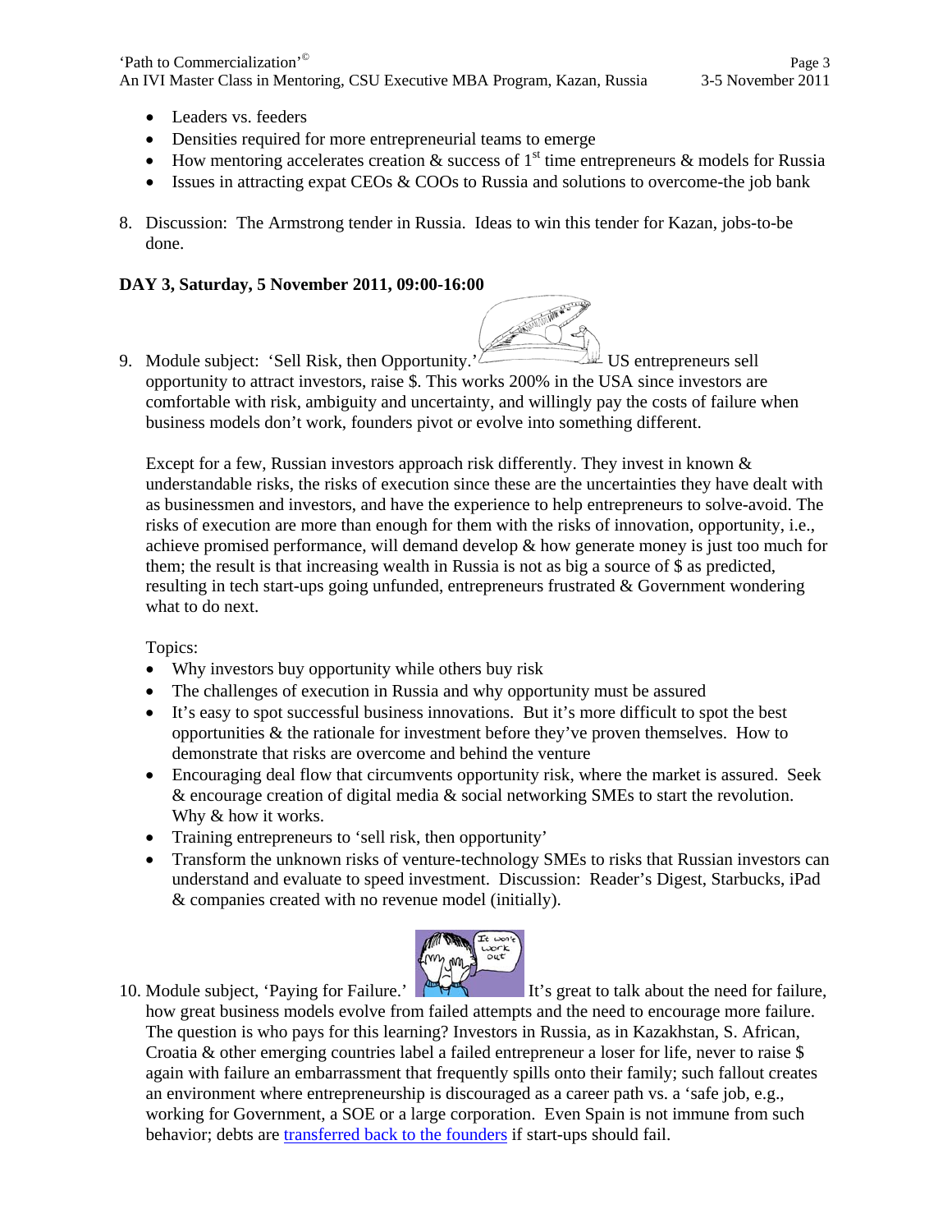- Leaders vs. feeders
- Densities required for more entrepreneurial teams to emerge
- How mentoring accelerates creation & success of 1st time entrepreneurs & models for Russia
- Issues in attracting expat CEOs & COOs to Russia and solutions to overcome-the job bank

8. Discussion: The Armstrong tender in Russia. Ideas to win this tender for Kazan, jobs-to-be done.

**DAY 3, Saturday, 5 November 2011, 09:00-16:00**

9. Module subject: 'Sell Risk, then Opportunity.' US entrepreneurs sell opportunity to attract investors, raise $. This works 200% in the USA since investors are comfortable with risk, ambiguity and uncertainty, and willingly pay the costs of failure when business models don't work, founders pivot or evolve into something different.

   Except for a few, Russian investors approach risk differently. They invest in known & understandable risks, the risks of execution since these are the uncertainties they have dealt with as businessmen and investors, and have the experience to help entrepreneurs to solve-avoid. The risks of execution are more than enough for them with the risks of innovation, opportunity, i.e., achieve promised performance, will demand develop & how generate money is just too much for them; the result is that increasing wealth in Russia is not as big a source of $ as predicted, resulting in tech start-ups going unfunded, entrepreneurs frustrated & Government wondering what to do next.

   Topics:
   - Why investors buy opportunity while others buy risk
   - The challenges of execution in Russia and why opportunity must be assured
   - It's easy to spot successful business innovations. But it's more difficult to spot the best opportunities & the rationale for investment before they've proven themselves. How to demonstrate that risks are overcome and behind the venture
   - Encouraging deal flow that circumvents opportunity risk, where the market is assured. Seek & encourage creation of digital media & social networking SMEs to start the revolution. Why & how it works.
   - Training entrepreneurs to 'sell risk, then opportunity'
   - Transform the unknown risks of venture-technology SMEs to risks that Russian investors can understand and evaluate to speed investment. Discussion: Reader's Digest, Starbucks, iPad & companies created with no revenue model (initially).

10. Module subject, 'Paying for Failure.' It's great to talk about the need for failure, how great business models evolve from failed attempts and the need to encourage more failure. The question is who pays for this learning? Investors in Russia, as in Kazakhstan, S. African, Croatia & other emerging countries label a failed entrepreneur a loser for life, never to raise $ again with failure an embarrassment that frequently spills onto their family; such fallout creates an environment where entrepreneurship is discouraged as a career path vs. a 'safe job, e.g., working for Government, a SOE or a large corporation. Even Spain is not immune from such behavior; debts are transferred back to the founders if start-ups should fail.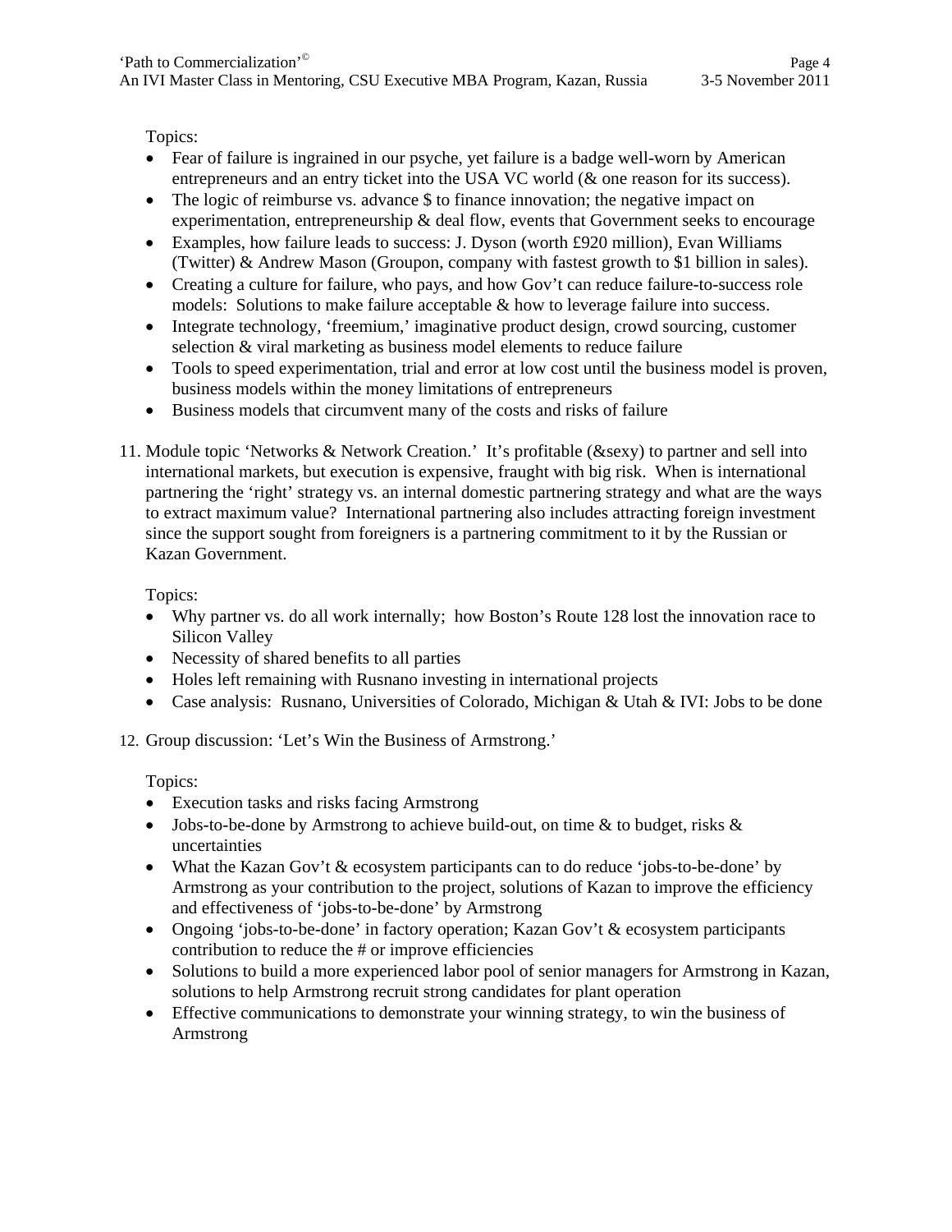Topics:

- Fear of failure is ingrained in our psyche, yet failure is a badge well-worn by American entrepreneurs and an entry ticket into the USA VC world (& one reason for its success).
- The logic of reimburse vs. advance $ to finance innovation; the negative impact on experimentation, entrepreneurship & deal flow, events that Government seeks to encourage
- Examples, how failure leads to success: J. Dyson (worth £920 million), Evan Williams (Twitter) & Andrew Mason (Groupon, company with fastest growth to $1 billion in sales).
- Creating a culture for failure, who pays, and how Gov't can reduce failure-to-success role models: Solutions to make failure acceptable & how to leverage failure into success.
- Integrate technology, 'freemium,' imaginative product design, crowd sourcing, customer selection & viral marketing as business model elements to reduce failure
- Tools to speed experimentation, trial and error at low cost until the business model is proven, business models within the money limitations of entrepreneurs
- Business models that circumvent many of the costs and risks of failure

11. Module topic 'Networks & Network Creation.' It's profitable (&sexy) to partner and sell into international markets, but execution is expensive, fraught with big risk. When is international partnering the 'right' strategy vs. an internal domestic partnering strategy and what are the ways to extract maximum value? International partnering also includes attracting foreign investment since the support sought from foreigners is a partnering commitment to it by the Russian or Kazan Government.

    Topics:

    - Why partner vs. do all work internally; how Boston's Route 128 lost the innovation race to Silicon Valley
    - Necessity of shared benefits to all parties
    - Holes left remaining with Rusnano investing in international projects
    - Case analysis: Rusnano, Universities of Colorado, Michigan & Utah & IVI: Jobs to be done

12. Group discussion: 'Let's Win the Business of Armstrong.'

    Topics:

    - Execution tasks and risks facing Armstrong
    - Jobs-to-be-done by Armstrong to achieve build-out, on time & to budget, risks & uncertainties
    - What the Kazan Gov't & ecosystem participants can to do reduce 'jobs-to-be-done' by Armstrong as your contribution to the project, solutions of Kazan to improve the efficiency and effectiveness of 'jobs-to-be-done' by Armstrong
    - Ongoing 'jobs-to-be-done' in factory operation; Kazan Gov't & ecosystem participants contribution to reduce the # or improve efficiencies
    - Solutions to build a more experienced labor pool of senior managers for Armstrong in Kazan, solutions to help Armstrong recruit strong candidates for plant operation
    - Effective communications to demonstrate your winning strategy, to win the business of Armstrong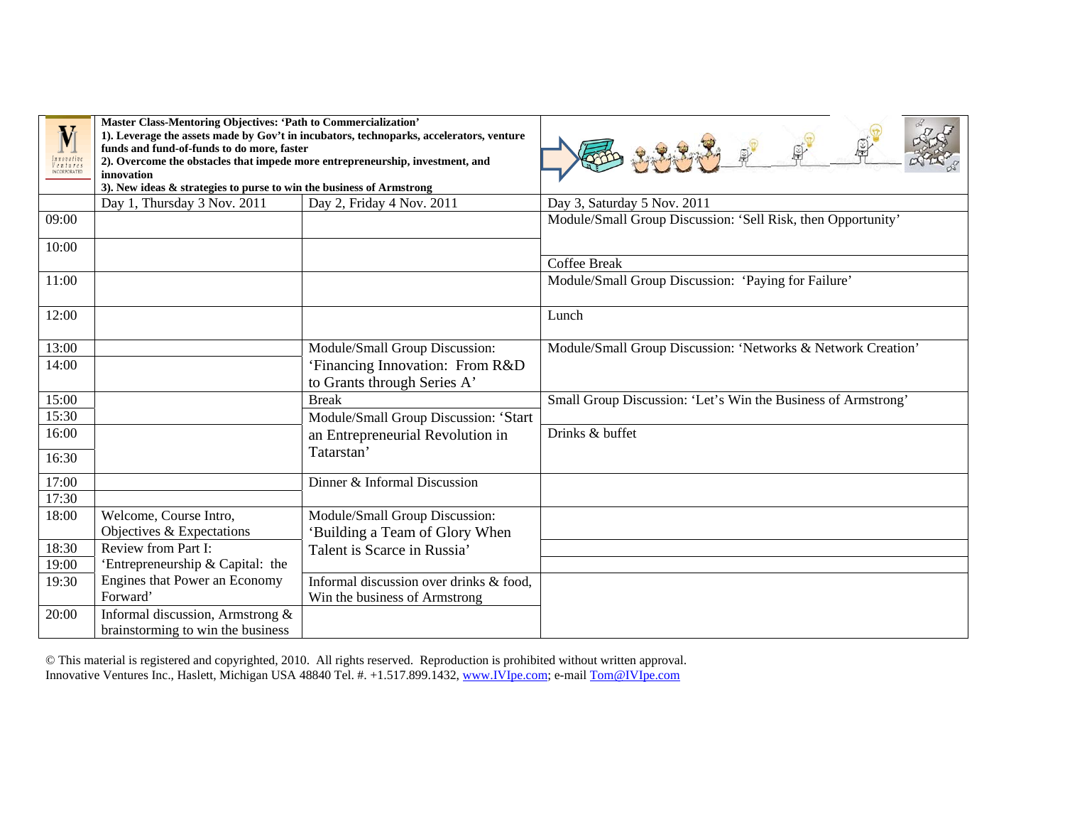**Master Class-Mentoring Objectives: 'Path to Commercialization'**
**1). Leverage the assets made by Gov't in incubators, technoparks, accelerators, venture funds and fund-of-funds to do more, faster**
**2). Overcome the obstacles that impede more entrepreneurship, investment, and innovation**
**3). New ideas & strategies to purse to win the business of Armstrong**

| | Day 1, Thursday 3 Nov. 2011 | Day 2, Friday 4 Nov. 2011 | Day 3, Saturday 5 Nov. 2011 |
|---|---|---|---|
| 09:00 | | | Module/Small Group Discussion: 'Sell Risk, then Opportunity' |
| 10:00 | | | Coffee Break |
| 11:00 | | | Module/Small Group Discussion: 'Paying for Failure' |
| 12:00 | | | Lunch |
| 13:00 | | Module/Small Group Discussion: 'Financing Innovation: From R&D to Grants through Series A' | Module/Small Group Discussion: 'Networks & Network Creation' |
| 14:00 | | | |
| 15:00 | | Break | Small Group Discussion: 'Let's Win the Business of Armstrong' |
| 15:30 | | Module/Small Group Discussion: 'Start an Entrepreneurial Revolution in Tatarstan' | |
| 16:00 | | | Drinks & buffet |
| 16:30 | | | |
| 17:00 | | Dinner & Informal Discussion | |
| 17:30 | | | |
| 18:00 | Welcome, Course Intro, Objectives & Expectations | Module/Small Group Discussion: 'Building a Team of Glory When Talent is Scarce in Russia' | |
| 18:30 | Review from Part I: 'Entrepreneurship & Capital: the Engines that Power an Economy Forward' | | |
| 19:00 | | | |
| 19:30 | | Informal discussion over drinks & food, Win the business of Armstrong | |
| 20:00 | Informal discussion, Armstrong & brainstorming to win the business | | |

© This material is registered and copyrighted, 2010. All rights reserved. Reproduction is prohibited without written approval.
Innovative Ventures Inc., Haslett, Michigan USA 48840 Tel. #. +1.517.899.1432, www.IVIpe.com; e-mail Tom@IVIpe.com